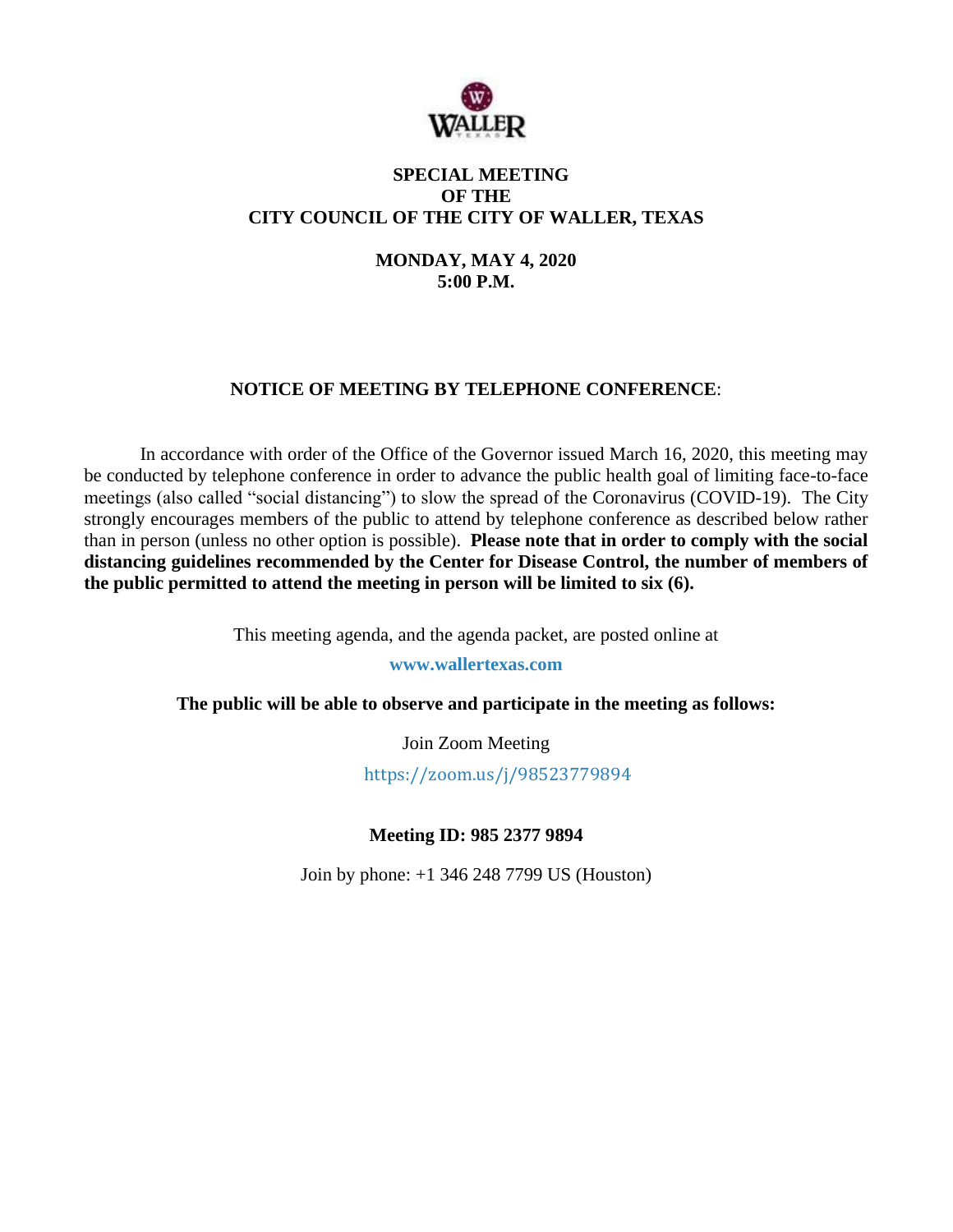# SPECIAL MEETING
# OF THE
# CITY COUNCIL OF THE CITY OF WALLER, TEXAS

**MONDAY, MAY 4, 2020**
**5:00 P.M.**

**NOTICE OF MEETING BY TELEPHONE CONFERENCE**:

In accordance with order of the Office of the Governor issued March 16, 2020, this meeting may be conducted by telephone conference in order to advance the public health goal of limiting face-to-face meetings (also called "social distancing") to slow the spread of the Coronavirus (COVID-19). The City strongly encourages members of the public to attend by telephone conference as described below rather than in person (unless no other option is possible). **Please note that in order to comply with the social distancing guidelines recommended by the Center for Disease Control, the number of members of the public permitted to attend the meeting in person will be limited to six (6).**

This meeting agenda, and the agenda packet, are posted online at

**www.wallertexas.com**

**The public will be able to observe and participate in the meeting as follows:**

Join Zoom Meeting

https://zoom.us/j/98523779894

**Meeting ID: 985 2377 9894**

Join by phone: +1 346 248 7799 US (Houston)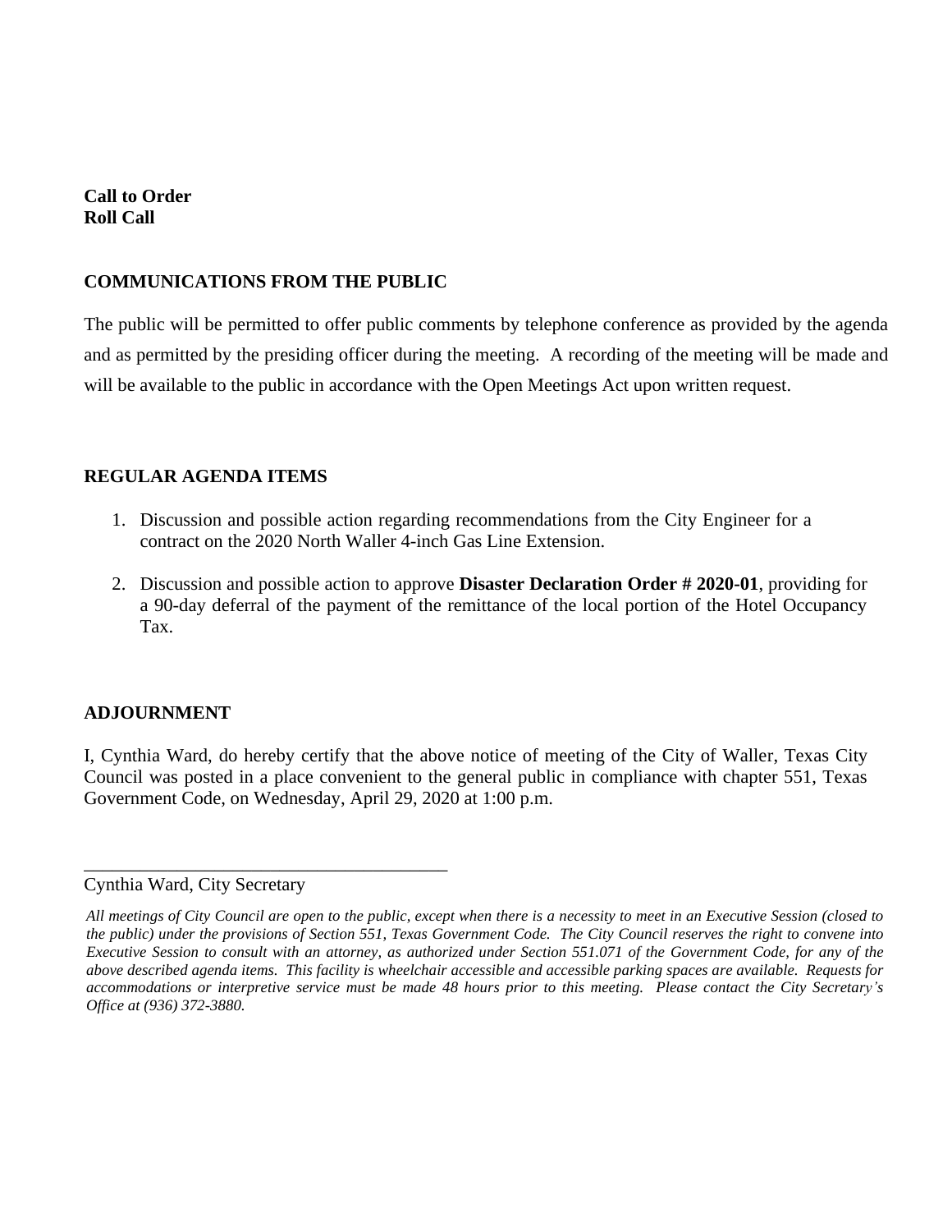**Call to Order**
**Roll Call**

**COMMUNICATIONS FROM THE PUBLIC**

The public will be permitted to offer public comments by telephone conference as provided by the agenda and as permitted by the presiding officer during the meeting. A recording of the meeting will be made and will be available to the public in accordance with the Open Meetings Act upon written request.

**REGULAR AGENDA ITEMS**

1. Discussion and possible action regarding recommendations from the City Engineer for a contract on the 2020 North Waller 4-inch Gas Line Extension.

2. Discussion and possible action to approve **Disaster Declaration Order # 2020-01**, providing for a 90-day deferral of the payment of the remittance of the local portion of the Hotel Occupancy Tax.

**ADJOURNMENT**

I, Cynthia Ward, do hereby certify that the above notice of meeting of the City of Waller, Texas City Council was posted in a place convenient to the general public in compliance with chapter 551, Texas Government Code, on Wednesday, April 29, 2020 at 1:00 p.m.

\_\_\_\_\_\_\_\_\_\_\_\_\_\_\_\_\_\_\_\_\_\_\_\_\_\_\_\_\_\_\_\_\_\_\_\_\_\_\_\_

Cynthia Ward, City Secretary

*All meetings of City Council are open to the public, except when there is a necessity to meet in an Executive Session (closed to the public) under the provisions of Section 551, Texas Government Code. The City Council reserves the right to convene into Executive Session to consult with an attorney, as authorized under Section 551.071 of the Government Code, for any of the above described agenda items. This facility is wheelchair accessible and accessible parking spaces are available. Requests for accommodations or interpretive service must be made 48 hours prior to this meeting. Please contact the City Secretary's Office at (936) 372-3880.*